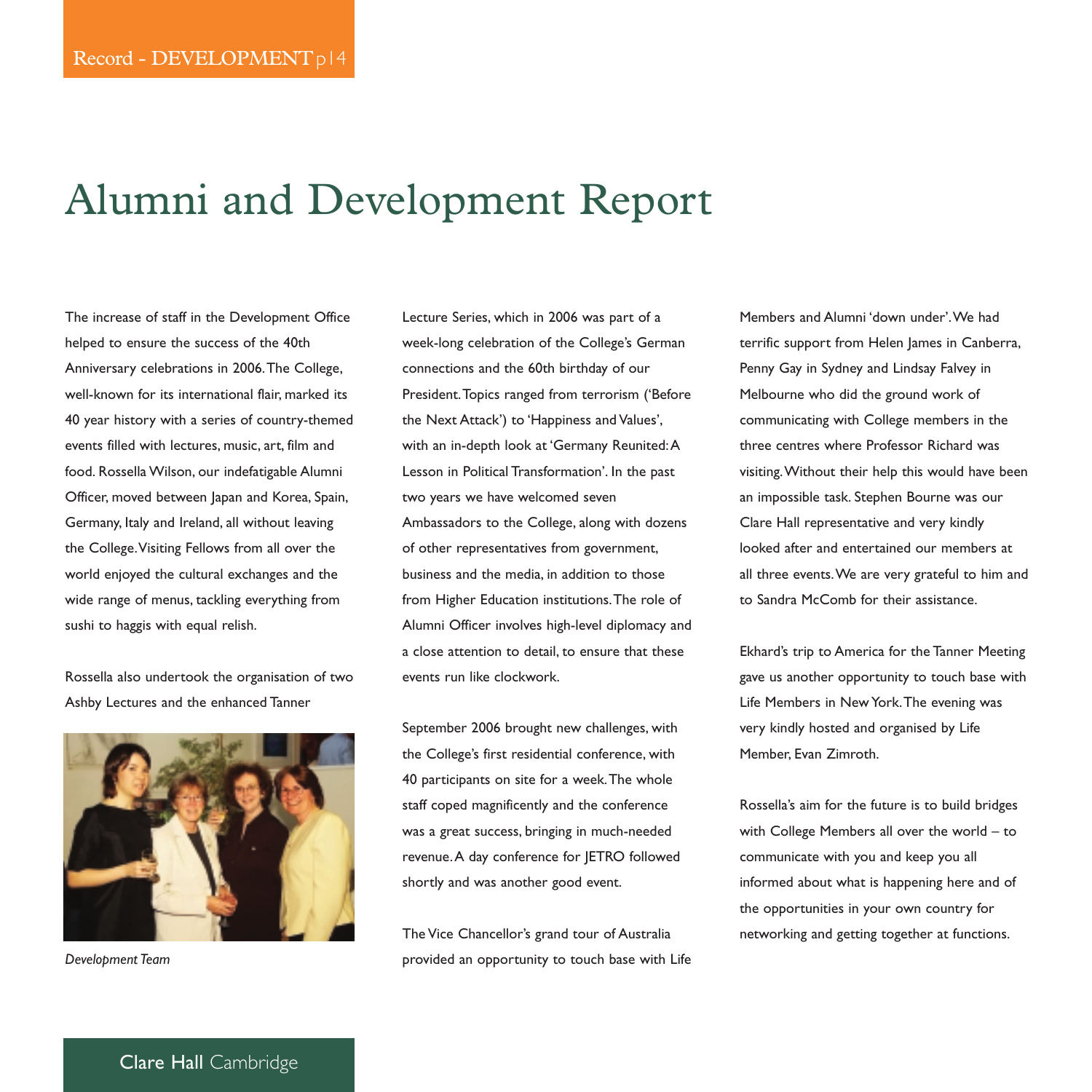# Alumni and Development Report

The increase of staff in the Development Office helped to ensure the success of the 40th Anniversary celebrations in 2006. The College, well-known for its international flair, marked its 40 year history with a series of country-themed events filled with lectures, music, art, film and food. Rossella Wilson, our indefatigable Alumni Officer, moved between Japan and Korea, Spain, Germany, Italy and Ireland, all without leaving the College. Visiting Fellows from all over the world enjoyed the cultural exchanges and the wide range of menus, tackling everything from sushi to haggis with equal relish.

Rossella also undertook the organisation of two Ashby Lectures and the enhanced Tanner Lecture Series, which in 2006 was part of a week-long celebration of the College's German connections and the 60th birthday of our President. Topics ranged from terrorism ('Before the Next Attack') to 'Happiness and Values', with an in-depth look at 'Germany Reunited: A Lesson in Political Transformation'. In the past two years we have welcomed seven Ambassadors to the College, along with dozens of other representatives from government, business and the media, in addition to those from Higher Education institutions. The role of Alumni Officer involves high-level diplomacy and a close attention to detail, to ensure that these events run like clockwork.

*Development Team*

September 2006 brought new challenges, with the College's first residential conference, with 40 participants on site for a week. The whole staff coped magnificently and the conference was a great success, bringing in much-needed revenue. A day conference for JETRO followed shortly and was another good event.

The Vice Chancellor's grand tour of Australia provided an opportunity to touch base with Life Members and Alumni 'down under'. We had terrific support from Helen James in Canberra, Penny Gay in Sydney and Lindsay Falvey in Melbourne who did the ground work of communicating with College members in the three centres where Professor Richard was visiting. Without their help this would have been an impossible task. Stephen Bourne was our Clare Hall representative and very kindly looked after and entertained our members at all three events. We are very grateful to him and to Sandra McComb for their assistance.

Ekhard's trip to America for the Tanner Meeting gave us another opportunity to touch base with Life Members in New York. The evening was very kindly hosted and organised by Life Member, Evan Zimroth.

Rossella's aim for the future is to build bridges with College Members all over the world – to communicate with you and keep you all informed about what is happening here and of the opportunities in your own country for networking and getting together at functions.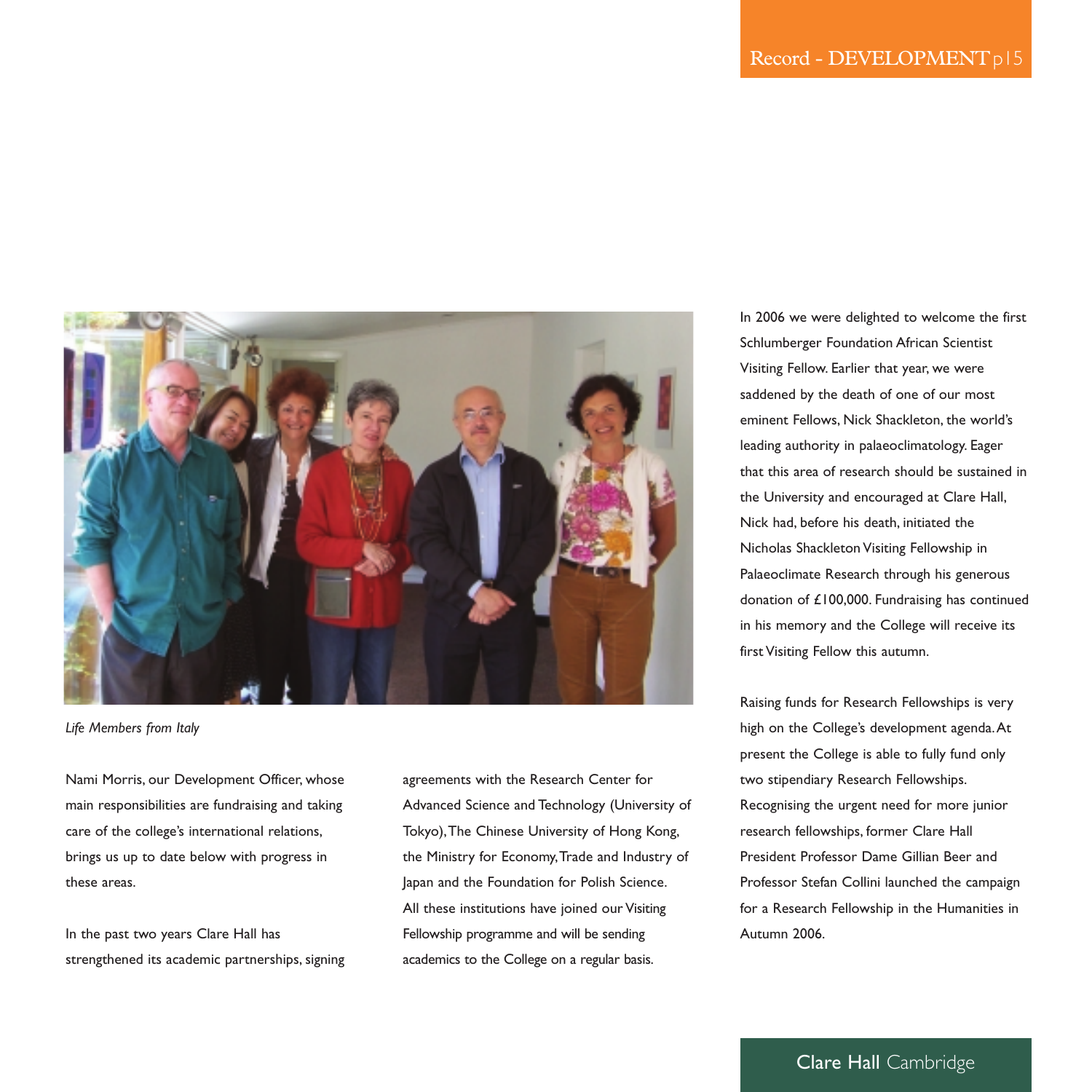*Life Members from Italy*

Nami Morris, our Development Officer, whose main responsibilities are fundraising and taking care of the college's international relations, brings us up to date below with progress in these areas.

In the past two years Clare Hall has strengthened its academic partnerships, signing agreements with the Research Center for Advanced Science and Technology (University of Tokyo), The Chinese University of Hong Kong, the Ministry for Economy, Trade and Industry of Japan and the Foundation for Polish Science. All these institutions have joined our Visiting Fellowship programme and will be sending academics to the College on a regular basis.

In 2006 we were delighted to welcome the first Schlumberger Foundation African Scientist Visiting Fellow. Earlier that year, we were saddened by the death of one of our most eminent Fellows, Nick Shackleton, the world's leading authority in palaeoclimatology. Eager that this area of research should be sustained in the University and encouraged at Clare Hall, Nick had, before his death, initiated the Nicholas Shackleton Visiting Fellowship in Palaeoclimate Research through his generous donation of £100,000. Fundraising has continued in his memory and the College will receive its first Visiting Fellow this autumn.

Raising funds for Research Fellowships is very high on the College's development agenda. At present the College is able to fully fund only two stipendiary Research Fellowships. Recognising the urgent need for more junior research fellowships, former Clare Hall President Professor Dame Gillian Beer and Professor Stefan Collini launched the campaign for a Research Fellowship in the Humanities in Autumn 2006.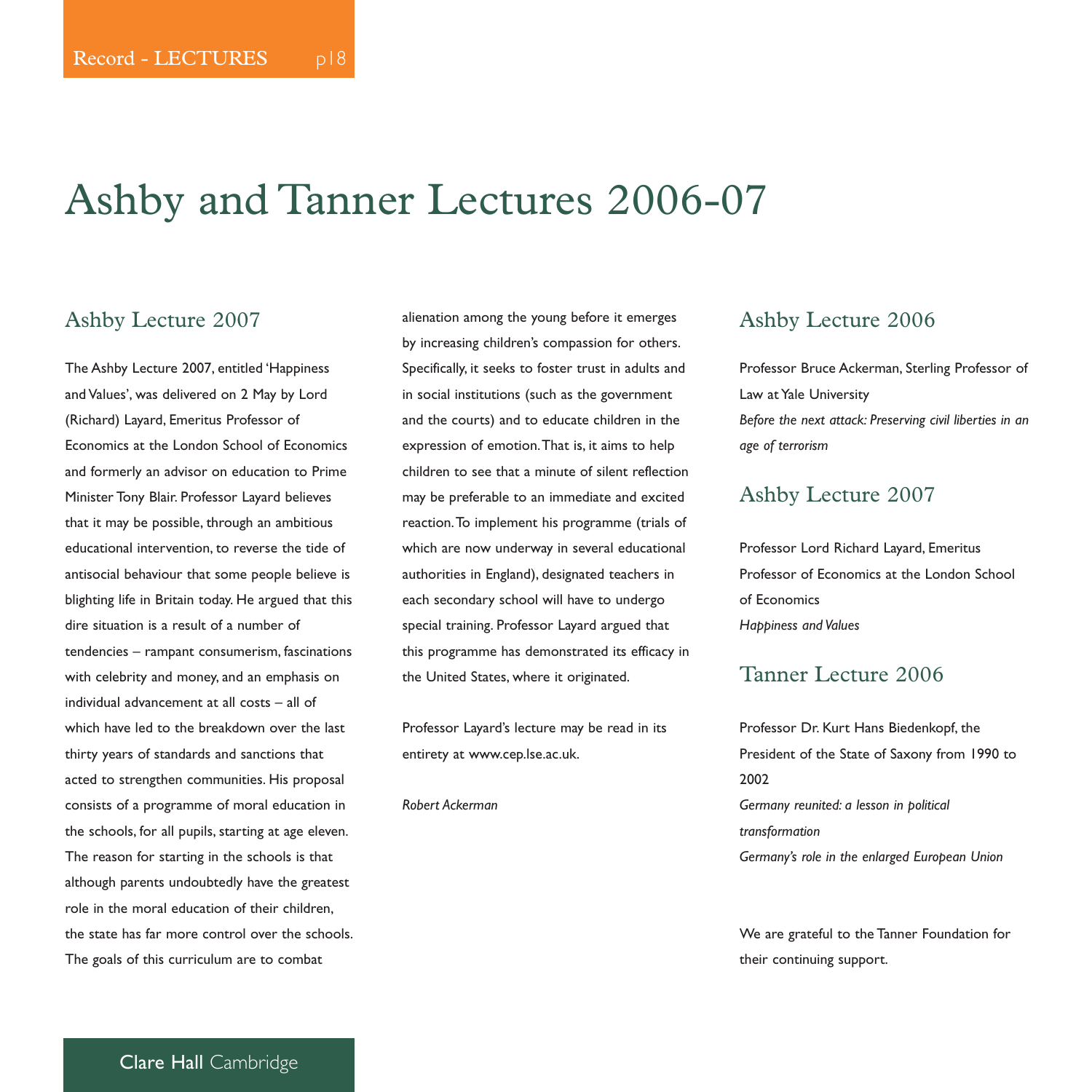# Ashby and Tanner Lectures 2006-07

## Ashby Lecture 2007

The Ashby Lecture 2007, entitled 'Happiness and Values', was delivered on 2 May by Lord (Richard) Layard, Emeritus Professor of Economics at the London School of Economics and formerly an advisor on education to Prime Minister Tony Blair. Professor Layard believes that it may be possible, through an ambitious educational intervention, to reverse the tide of antisocial behaviour that some people believe is blighting life in Britain today. He argued that this dire situation is a result of a number of tendencies – rampant consumerism, fascinations with celebrity and money, and an emphasis on individual advancement at all costs – all of which have led to the breakdown over the last thirty years of standards and sanctions that acted to strengthen communities. His proposal consists of a programme of moral education in the schools, for all pupils, starting at age eleven. The reason for starting in the schools is that although parents undoubtedly have the greatest role in the moral education of their children, the state has far more control over the schools. The goals of this curriculum are to combat alienation among the young before it emerges by increasing children's compassion for others. Specifically, it seeks to foster trust in adults and in social institutions (such as the government and the courts) and to educate children in the expression of emotion. That is, it aims to help children to see that a minute of silent reflection may be preferable to an immediate and excited reaction. To implement his programme (trials of which are now underway in several educational authorities in England), designated teachers in each secondary school will have to undergo special training. Professor Layard argued that this programme has demonstrated its efficacy in the United States, where it originated.

Professor Layard's lecture may be read in its entirety at www.cep.lse.ac.uk.

*Robert Ackerman*

## Ashby Lecture 2006

Professor Bruce Ackerman, Sterling Professor of Law at Yale University

*Before the next attack: Preserving civil liberties in an age of terrorism*

## Ashby Lecture 2007

Professor Lord Richard Layard, Emeritus Professor of Economics at the London School of Economics

*Happiness and Values*

## Tanner Lecture 2006

Professor Dr. Kurt Hans Biedenkopf, the President of the State of Saxony from 1990 to 2002

*Germany reunited: a lesson in political transformation*

*Germany's role in the enlarged European Union*

We are grateful to the Tanner Foundation for their continuing support.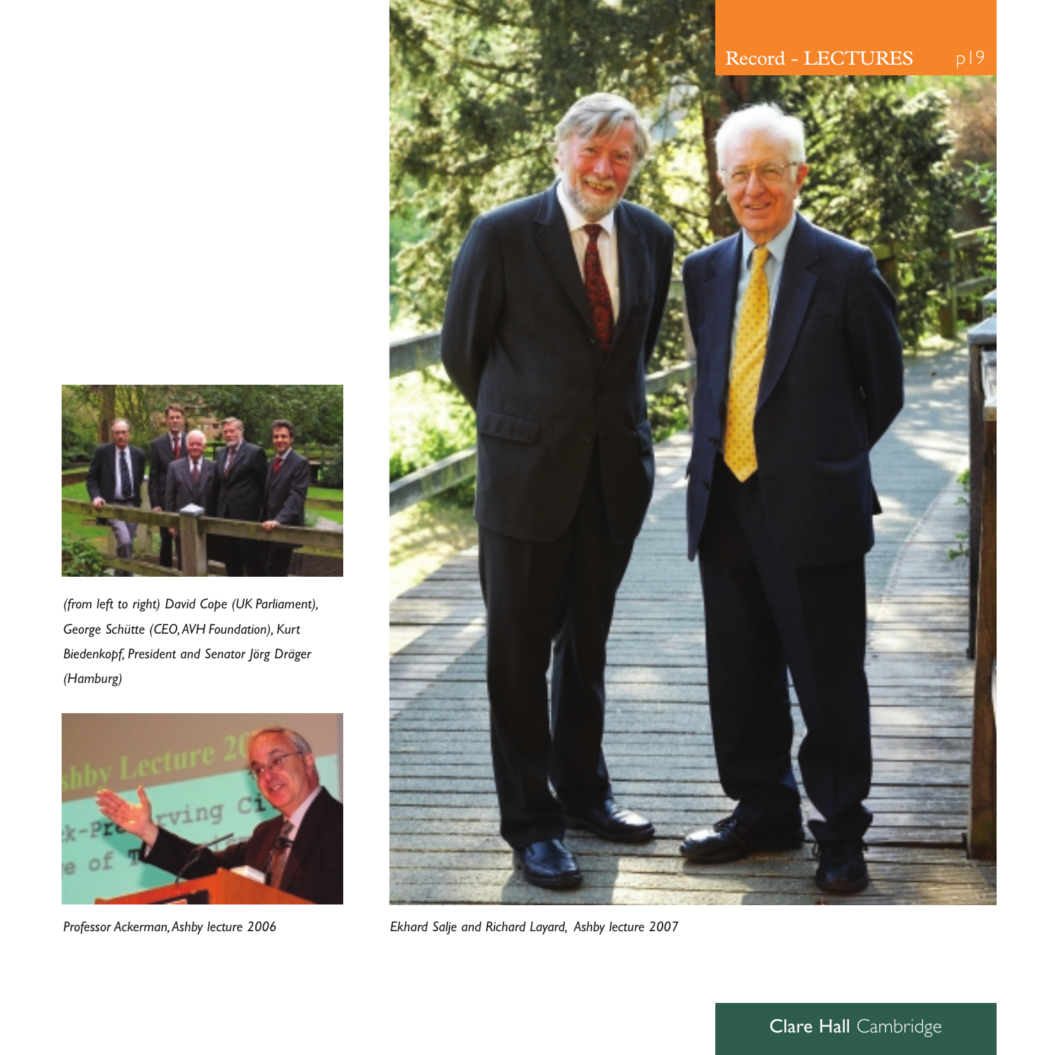*(from left to right) David Cope (UK Parliament), George Schütte (CEO, AVH Foundation), Kurt Biedenkopf, President and Senator Jörg Dräger (Hamburg)*

*Professor Ackerman, Ashby lecture 2006*

*Ekhard Salje and Richard Layard, Ashby lecture 2007*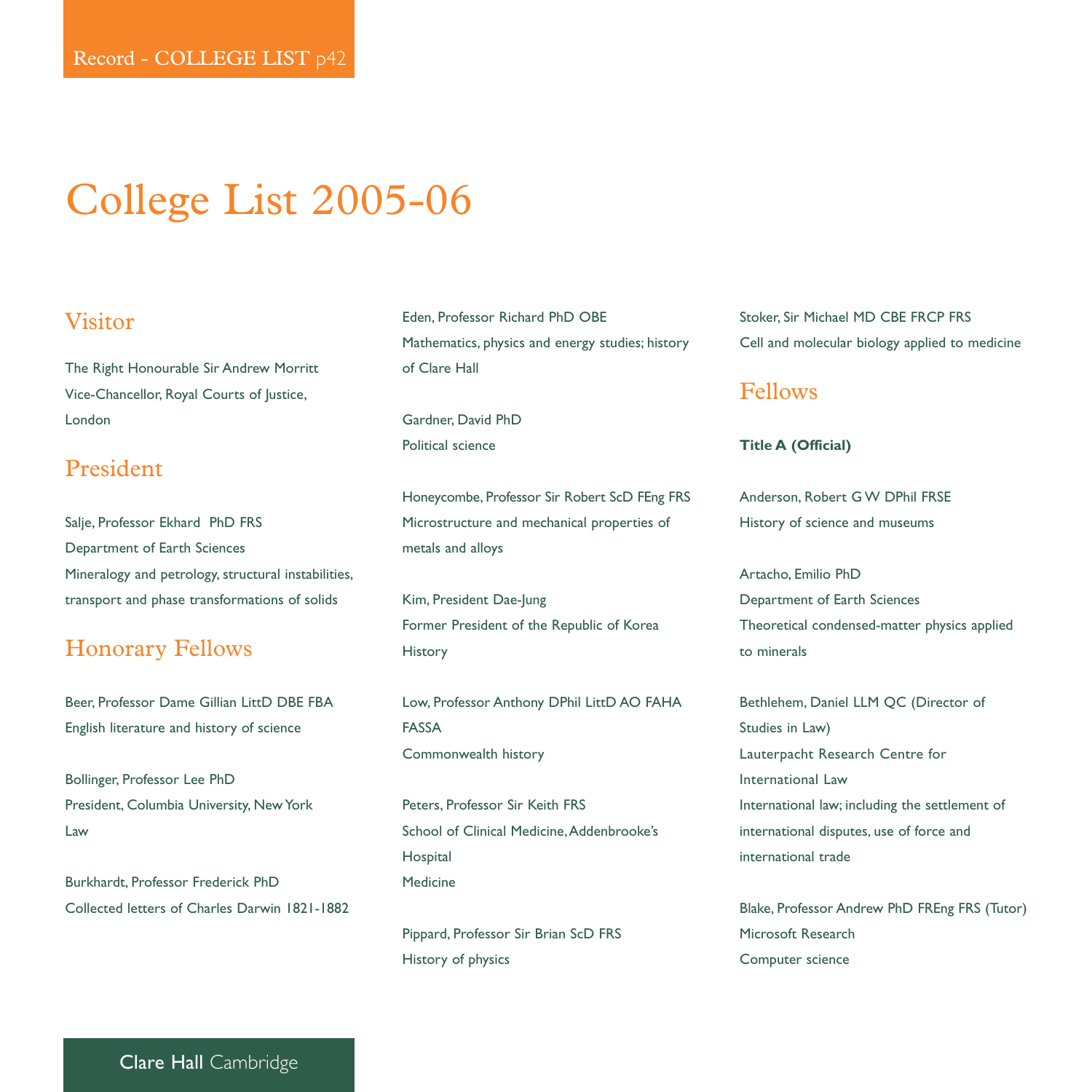# College List 2005-06

## Visitor

The Right Honourable Sir Andrew Morritt
Vice-Chancellor, Royal Courts of Justice, London

## President

Salje, Professor Ekhard PhD FRS
Department of Earth Sciences
Mineralogy and petrology, structural instabilities, transport and phase transformations of solids

## Honorary Fellows

Beer, Professor Dame Gillian LittD DBE FBA
English literature and history of science

Bollinger, Professor Lee PhD
President, Columbia University, New York
Law

Burkhardt, Professor Frederick PhD
Collected letters of Charles Darwin 1821-1882

Eden, Professor Richard PhD OBE
Mathematics, physics and energy studies; history of Clare Hall

Gardner, David PhD
Political science

Honeycombe, Professor Sir Robert ScD FEng FRS
Microstructure and mechanical properties of metals and alloys

Kim, President Dae-Jung
Former President of the Republic of Korea
History

Low, Professor Anthony DPhil LittD AO FAHA FASSA
Commonwealth history

Peters, Professor Sir Keith FRS
School of Clinical Medicine, Addenbrooke's Hospital
Medicine

Pippard, Professor Sir Brian ScD FRS
History of physics

Stoker, Sir Michael MD CBE FRCP FRS
Cell and molecular biology applied to medicine

## Fellows

**Title A (Official)**

Anderson, Robert G W DPhil FRSE
History of science and museums

Artacho, Emilio PhD
Department of Earth Sciences
Theoretical condensed-matter physics applied to minerals

Bethlehem, Daniel LLM QC (Director of Studies in Law)
Lauterpacht Research Centre for International Law
International law; including the settlement of international disputes, use of force and international trade

Blake, Professor Andrew PhD FREng FRS (Tutor)
Microsoft Research
Computer science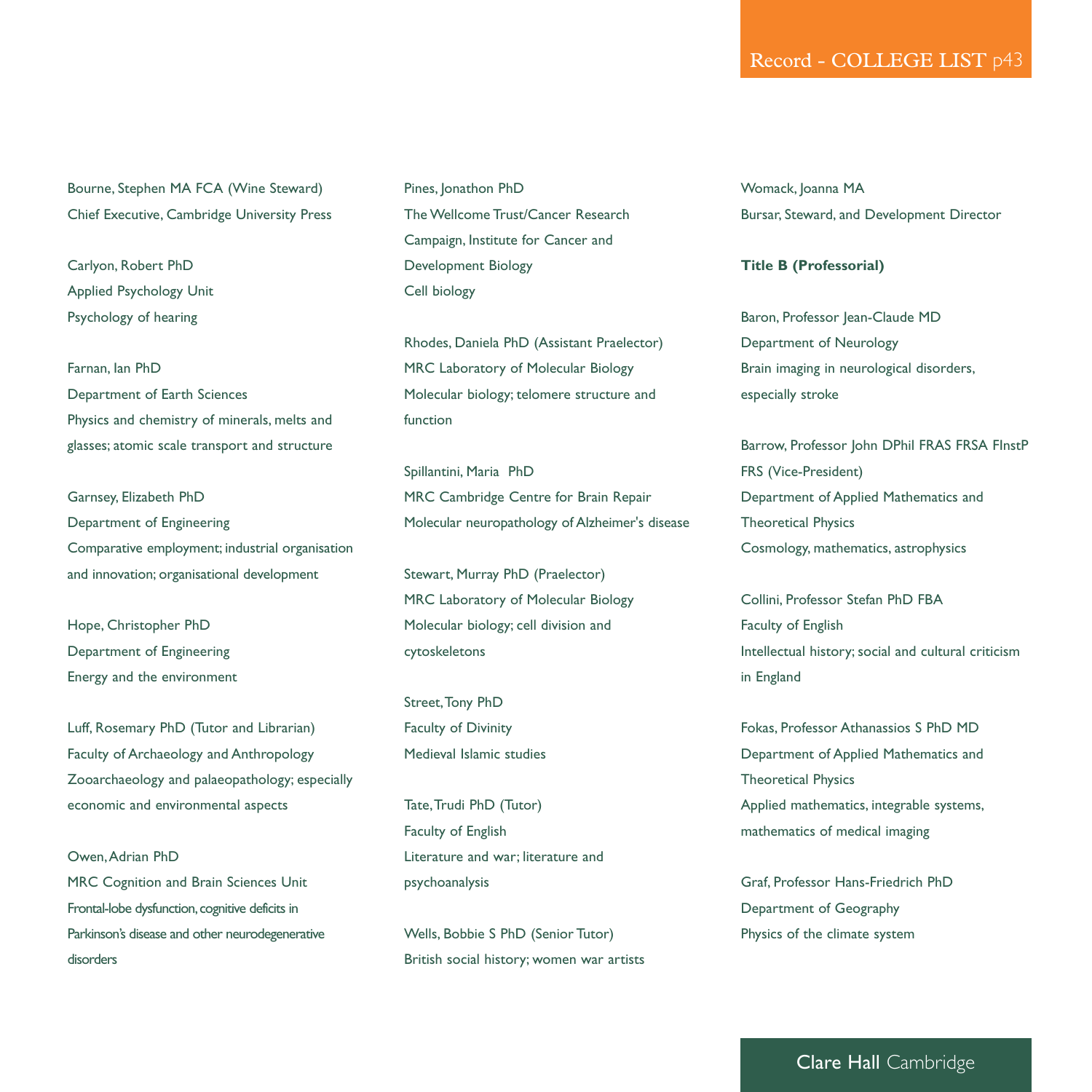Bourne, Stephen MA FCA (Wine Steward)
Chief Executive, Cambridge University Press

Carlyon, Robert PhD
Applied Psychology Unit
Psychology of hearing

Farnan, Ian PhD
Department of Earth Sciences
Physics and chemistry of minerals, melts and glasses; atomic scale transport and structure

Garnsey, Elizabeth PhD
Department of Engineering
Comparative employment; industrial organisation and innovation; organisational development

Hope, Christopher PhD
Department of Engineering
Energy and the environment

Luff, Rosemary PhD (Tutor and Librarian)
Faculty of Archaeology and Anthropology
Zooarchaeology and palaeopathology; especially economic and environmental aspects

Owen, Adrian PhD
MRC Cognition and Brain Sciences Unit
Frontal-lobe dysfunction, cognitive deficits in Parkinson's disease and other neurodegenerative disorders

Pines, Jonathon PhD
The Wellcome Trust/Cancer Research Campaign, Institute for Cancer and Development Biology
Cell biology

Rhodes, Daniela PhD (Assistant Praelector)
MRC Laboratory of Molecular Biology
Molecular biology; telomere structure and function

Spillantini, Maria PhD
MRC Cambridge Centre for Brain Repair
Molecular neuropathology of Alzheimer's disease

Stewart, Murray PhD (Praelector)
MRC Laboratory of Molecular Biology
Molecular biology; cell division and cytoskeletons

Street, Tony PhD
Faculty of Divinity
Medieval Islamic studies

Tate, Trudi PhD (Tutor)
Faculty of English
Literature and war; literature and psychoanalysis

Wells, Bobbie S PhD (Senior Tutor)
British social history; women war artists

Womack, Joanna MA
Bursar, Steward, and Development Director

**Title B (Professorial)**

Baron, Professor Jean-Claude MD
Department of Neurology
Brain imaging in neurological disorders, especially stroke

Barrow, Professor John DPhil FRAS FRSA FInstP FRS (Vice-President)
Department of Applied Mathematics and Theoretical Physics
Cosmology, mathematics, astrophysics

Collini, Professor Stefan PhD FBA
Faculty of English
Intellectual history; social and cultural criticism in England

Fokas, Professor Athanassios S PhD MD
Department of Applied Mathematics and Theoretical Physics
Applied mathematics, integrable systems, mathematics of medical imaging

Graf, Professor Hans-Friedrich PhD
Department of Geography
Physics of the climate system